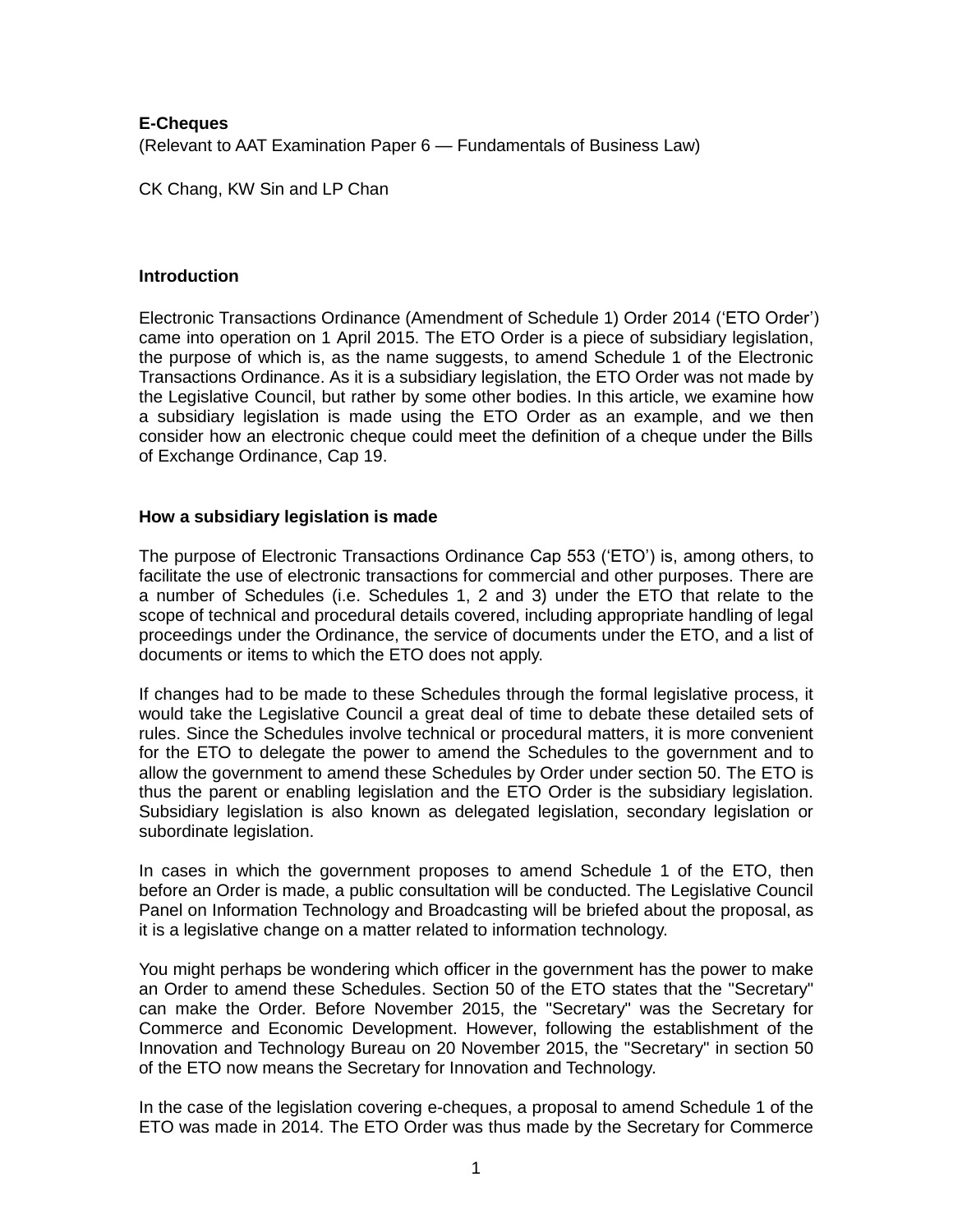**E-Cheques**

(Relevant to AAT Examination Paper 6 — Fundamentals of Business Law)

CK Chang, KW Sin and LP Chan

**Introduction**

Electronic Transactions Ordinance (Amendment of Schedule 1) Order 2014 (‘ETO Order’) came into operation on 1 April 2015. The ETO Order is a piece of subsidiary legislation, the purpose of which is, as the name suggests, to amend Schedule 1 of the Electronic Transactions Ordinance. As it is a subsidiary legislation, the ETO Order was not made by the Legislative Council, but rather by some other bodies. In this article, we examine how a subsidiary legislation is made using the ETO Order as an example, and we then consider how an electronic cheque could meet the definition of a cheque under the Bills of Exchange Ordinance, Cap 19.

**How a subsidiary legislation is made**

The purpose of Electronic Transactions Ordinance Cap 553 (‘ETO’) is, among others, to facilitate the use of electronic transactions for commercial and other purposes. There are a number of Schedules (i.e. Schedules 1, 2 and 3) under the ETO that relate to the scope of technical and procedural details covered, including appropriate handling of legal proceedings under the Ordinance, the service of documents under the ETO, and a list of documents or items to which the ETO does not apply.

If changes had to be made to these Schedules through the formal legislative process, it would take the Legislative Council a great deal of time to debate these detailed sets of rules. Since the Schedules involve technical or procedural matters, it is more convenient for the ETO to delegate the power to amend the Schedules to the government and to allow the government to amend these Schedules by Order under section 50. The ETO is thus the parent or enabling legislation and the ETO Order is the subsidiary legislation. Subsidiary legislation is also known as delegated legislation, secondary legislation or subordinate legislation.

In cases in which the government proposes to amend Schedule 1 of the ETO, then before an Order is made, a public consultation will be conducted. The Legislative Council Panel on Information Technology and Broadcasting will be briefed about the proposal, as it is a legislative change on a matter related to information technology.

You might perhaps be wondering which officer in the government has the power to make an Order to amend these Schedules. Section 50 of the ETO states that the "Secretary" can make the Order. Before November 2015, the "Secretary" was the Secretary for Commerce and Economic Development. However, following the establishment of the Innovation and Technology Bureau on 20 November 2015, the "Secretary" in section 50 of the ETO now means the Secretary for Innovation and Technology.

In the case of the legislation covering e-cheques, a proposal to amend Schedule 1 of the ETO was made in 2014. The ETO Order was thus made by the Secretary for Commerce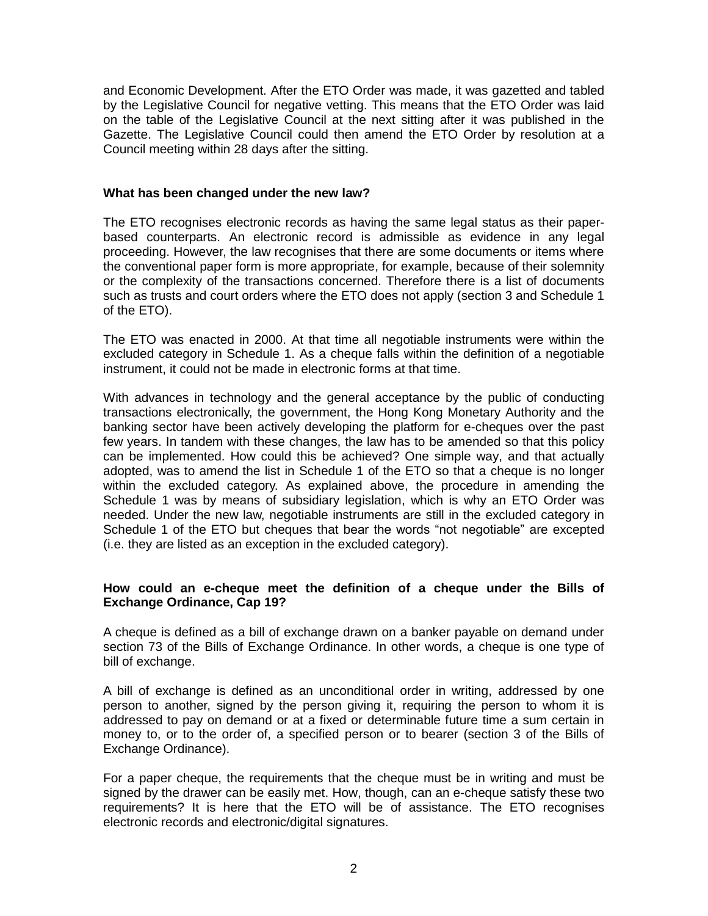and Economic Development. After the ETO Order was made, it was gazetted and tabled by the Legislative Council for negative vetting. This means that the ETO Order was laid on the table of the Legislative Council at the next sitting after it was published in the Gazette. The Legislative Council could then amend the ETO Order by resolution at a Council meeting within 28 days after the sitting.

**What has been changed under the new law?**

The ETO recognises electronic records as having the same legal status as their paper-based counterparts. An electronic record is admissible as evidence in any legal proceeding. However, the law recognises that there are some documents or items where the conventional paper form is more appropriate, for example, because of their solemnity or the complexity of the transactions concerned. Therefore there is a list of documents such as trusts and court orders where the ETO does not apply (section 3 and Schedule 1 of the ETO).

The ETO was enacted in 2000. At that time all negotiable instruments were within the excluded category in Schedule 1. As a cheque falls within the definition of a negotiable instrument, it could not be made in electronic forms at that time.

With advances in technology and the general acceptance by the public of conducting transactions electronically, the government, the Hong Kong Monetary Authority and the banking sector have been actively developing the platform for e-cheques over the past few years. In tandem with these changes, the law has to be amended so that this policy can be implemented. How could this be achieved? One simple way, and that actually adopted, was to amend the list in Schedule 1 of the ETO so that a cheque is no longer within the excluded category. As explained above, the procedure in amending the Schedule 1 was by means of subsidiary legislation, which is why an ETO Order was needed. Under the new law, negotiable instruments are still in the excluded category in Schedule 1 of the ETO but cheques that bear the words "not negotiable" are excepted (i.e. they are listed as an exception in the excluded category).

**How could an e-cheque meet the definition of a cheque under the Bills of Exchange Ordinance, Cap 19?**

A cheque is defined as a bill of exchange drawn on a banker payable on demand under section 73 of the Bills of Exchange Ordinance. In other words, a cheque is one type of bill of exchange.

A bill of exchange is defined as an unconditional order in writing, addressed by one person to another, signed by the person giving it, requiring the person to whom it is addressed to pay on demand or at a fixed or determinable future time a sum certain in money to, or to the order of, a specified person or to bearer (section 3 of the Bills of Exchange Ordinance).

For a paper cheque, the requirements that the cheque must be in writing and must be signed by the drawer can be easily met. How, though, can an e-cheque satisfy these two requirements? It is here that the ETO will be of assistance. The ETO recognises electronic records and electronic/digital signatures.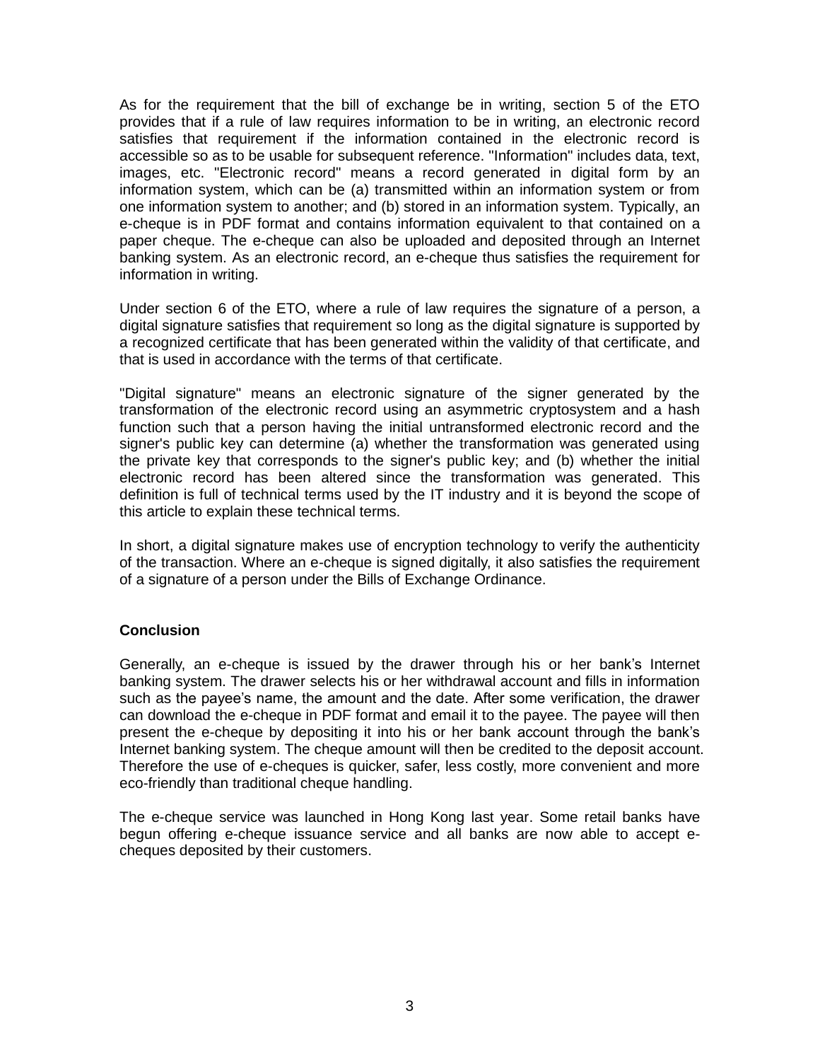As for the requirement that the bill of exchange be in writing, section 5 of the ETO provides that if a rule of law requires information to be in writing, an electronic record satisfies that requirement if the information contained in the electronic record is accessible so as to be usable for subsequent reference. "Information" includes data, text, images, etc. "Electronic record" means a record generated in digital form by an information system, which can be (a) transmitted within an information system or from one information system to another; and (b) stored in an information system. Typically, an e-cheque is in PDF format and contains information equivalent to that contained on a paper cheque. The e-cheque can also be uploaded and deposited through an Internet banking system. As an electronic record, an e-cheque thus satisfies the requirement for information in writing.

Under section 6 of the ETO, where a rule of law requires the signature of a person, a digital signature satisfies that requirement so long as the digital signature is supported by a recognized certificate that has been generated within the validity of that certificate, and that is used in accordance with the terms of that certificate.

"Digital signature" means an electronic signature of the signer generated by the transformation of the electronic record using an asymmetric cryptosystem and a hash function such that a person having the initial untransformed electronic record and the signer's public key can determine (a) whether the transformation was generated using the private key that corresponds to the signer's public key; and (b) whether the initial electronic record has been altered since the transformation was generated. This definition is full of technical terms used by the IT industry and it is beyond the scope of this article to explain these technical terms.

In short, a digital signature makes use of encryption technology to verify the authenticity of the transaction. Where an e-cheque is signed digitally, it also satisfies the requirement of a signature of a person under the Bills of Exchange Ordinance.

**Conclusion**

Generally, an e-cheque is issued by the drawer through his or her bank's Internet banking system. The drawer selects his or her withdrawal account and fills in information such as the payee's name, the amount and the date. After some verification, the drawer can download the e-cheque in PDF format and email it to the payee. The payee will then present the e-cheque by depositing it into his or her bank account through the bank's Internet banking system. The cheque amount will then be credited to the deposit account. Therefore the use of e-cheques is quicker, safer, less costly, more convenient and more eco-friendly than traditional cheque handling.

The e-cheque service was launched in Hong Kong last year. Some retail banks have begun offering e-cheque issuance service and all banks are now able to accept e-cheques deposited by their customers.